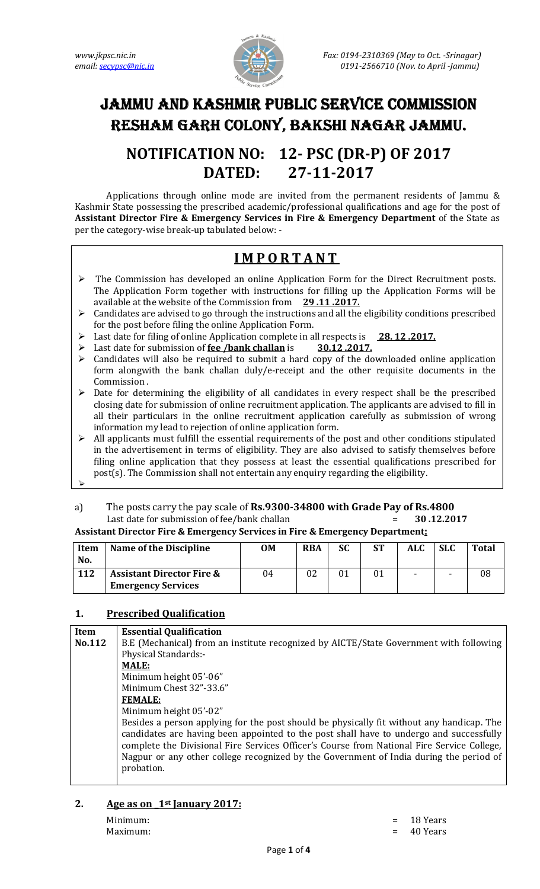www.jkpsc.nic.in
email: secypsc@nic.in

Fax: 0194-2310369 (May to Oct. -Srinagar)
0191-2566710 (Nov. to April -Jammu)

# JAMMU AND KASHMIR PUBLIC SERVICE COMMISSION RESHAM GARH COLONY, BAKSHI NAGAR JAMMU.

## NOTIFICATION NO: 12- PSC (DR-P) OF 2017
## DATED: 27-11-2017

Applications through online mode are invited from the permanent residents of Jammu & Kashmir State possessing the prescribed academic/professional qualifications and age for the post of **Assistant Director Fire & Emergency Services in Fire & Emergency Department** of the State as per the category-wise break-up tabulated below: -

## IMPORTANT

- The Commission has developed an online Application Form for the Direct Recruitment posts. The Application Form together with instructions for filling up the Application Forms will be available at the website of the Commission from **29 .11 .2017.**
- Candidates are advised to go through the instructions and all the eligibility conditions prescribed for the post before filing the online Application Form.
- Last date for filing of online Application complete in all respects is **28. 12 .2017.**
- Last date for submission of **fee /bank challan** is **30.12 .2017.**
- Candidates will also be required to submit a hard copy of the downloaded online application form alongwith the bank challan duly/e-receipt and the other requisite documents in the Commission .
- Date for determining the eligibility of all candidates in every respect shall be the prescribed closing date for submission of online recruitment application. The applicants are advised to fill in all their particulars in the online recruitment application carefully as submission of wrong information my lead to rejection of online application form.
- All applicants must fulfill the essential requirements of the post and other conditions stipulated in the advertisement in terms of eligibility. They are also advised to satisfy themselves before filing online application that they possess at least the essential qualifications prescribed for post(s). The Commission shall not entertain any enquiry regarding the eligibility.

a) The posts carry the pay scale of **Rs.9300-34800 with Grade Pay of Rs.4800**
Last date for submission of fee/bank challan = **30 .12.2017**

**Assistant Director Fire & Emergency Services in Fire & Emergency Department:**

| Item No. | Name of the Discipline | OM | RBA | SC | ST | ALC | SLC | Total |
|---|---|---|---|---|---|---|---|---|
| 112 | **Assistant Director Fire & Emergency Services** | 04 | 02 | 01 | 01 | - | - | 08 |

### 1. Prescribed Qualification

| Item No.112 | Essential Qualification |
|---|---|
| | B.E (Mechanical) from an institute recognized by AICTE/State Government with following Physical Standards:-<br>**MALE:**<br>Minimum height 05'-06"<br>Minimum Chest 32"-33.6"<br>**FEMALE:**<br>Minimum height 05'-02"<br>Besides a person applying for the post should be physically fit without any handicap. The candidates are having been appointed to the post shall have to undergo and successfully complete the Divisional Fire Services Officer's Course from National Fire Service College, Nagpur or any other college recognized by the Government of India during the period of probation. |

### 2. Age as on 1st January 2017:

Minimum: = 18 Years
Maximum: = 40 Years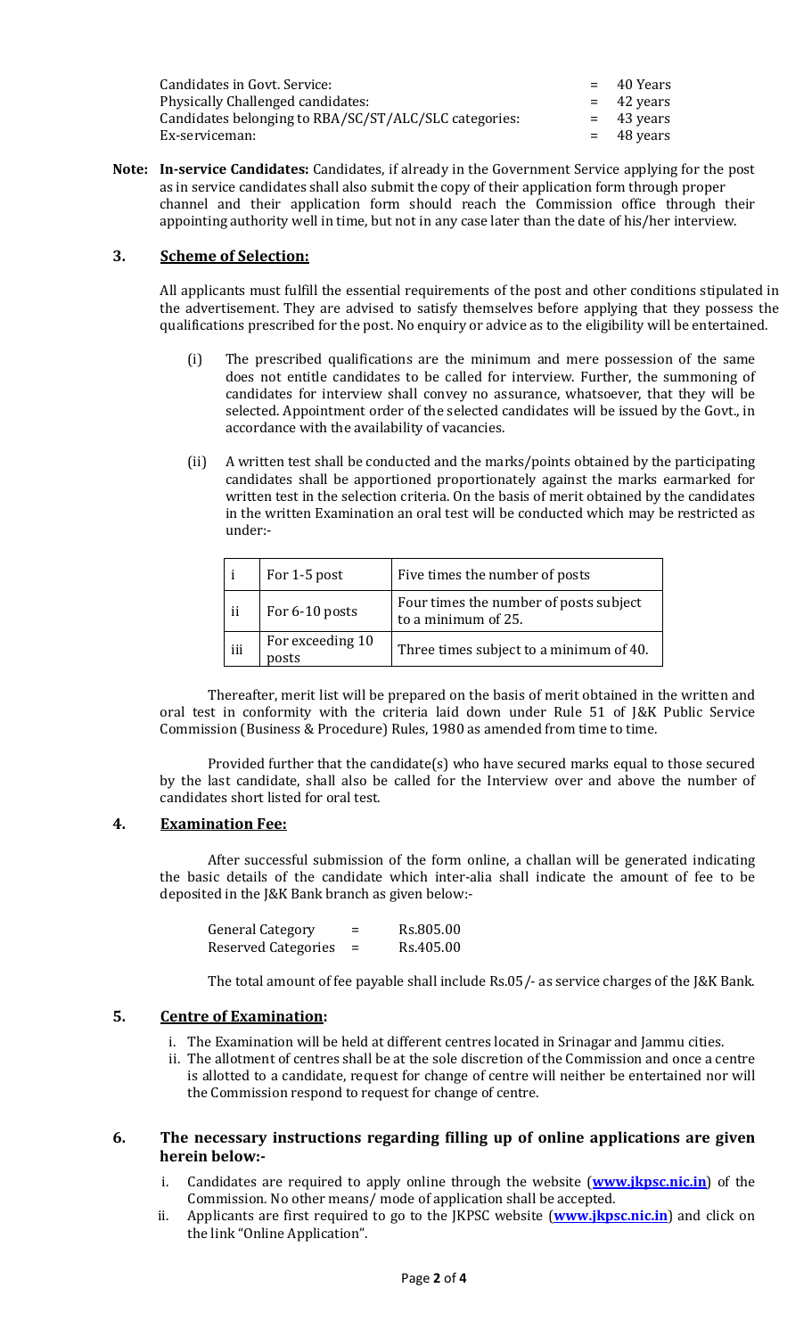| | | |
|---|---|---|
| Candidates in Govt. Service: | = | 40 Years |
| Physically Challenged candidates: | = | 42 years |
| Candidates belonging to RBA/SC/ST/ALC/SLC categories: | = | 43 years |
| Ex-serviceman: | = | 48 years |

**Note: In-service Candidates:** Candidates, if already in the Government Service applying for the post as in service candidates shall also submit the copy of their application form through proper channel and their application form should reach the Commission office through their appointing authority well in time, but not in any case later than the date of his/her interview.

## 3. Scheme of Selection:

All applicants must fulfill the essential requirements of the post and other conditions stipulated in the advertisement. They are advised to satisfy themselves before applying that they possess the qualifications prescribed for the post. No enquiry or advice as to the eligibility will be entertained.

(i) The prescribed qualifications are the minimum and mere possession of the same does not entitle candidates to be called for interview. Further, the summoning of candidates for interview shall convey no assurance, whatsoever, that they will be selected. Appointment order of the selected candidates will be issued by the Govt., in accordance with the availability of vacancies.

(ii) A written test shall be conducted and the marks/points obtained by the participating candidates shall be apportioned proportionately against the marks earmarked for written test in the selection criteria. On the basis of merit obtained by the candidates in the written Examination an oral test will be conducted which may be restricted as under:-

| | | |
|---|---|---|
| i | For 1-5 post | Five times the number of posts |
| ii | For 6-10 posts | Four times the number of posts subject to a minimum of 25. |
| iii | For exceeding 10 posts | Three times subject to a minimum of 40. |

Thereafter, merit list will be prepared on the basis of merit obtained in the written and oral test in conformity with the criteria laid down under Rule 51 of J&K Public Service Commission (Business & Procedure) Rules, 1980 as amended from time to time.

Provided further that the candidate(s) who have secured marks equal to those secured by the last candidate, shall also be called for the Interview over and above the number of candidates short listed for oral test.

## 4. Examination Fee:

After successful submission of the form online, a challan will be generated indicating the basic details of the candidate which inter-alia shall indicate the amount of fee to be deposited in the J&K Bank branch as given below:-

| | | |
|---|---|---|
| General Category | = | Rs.805.00 |
| Reserved Categories | = | Rs.405.00 |

The total amount of fee payable shall include Rs.05/- as service charges of the J&K Bank.

## 5. Centre of Examination:

i. The Examination will be held at different centres located in Srinagar and Jammu cities.
ii. The allotment of centres shall be at the sole discretion of the Commission and once a centre is allotted to a candidate, request for change of centre will neither be entertained nor will the Commission respond to request for change of centre.

## 6. The necessary instructions regarding filling up of online applications are given herein below:-

i. Candidates are required to apply online through the website (**www.jkpsc.nic.in**) of the Commission. No other means/ mode of application shall be accepted.
ii. Applicants are first required to go to the JKPSC website (**www.jkpsc.nic.in**) and click on the link "Online Application".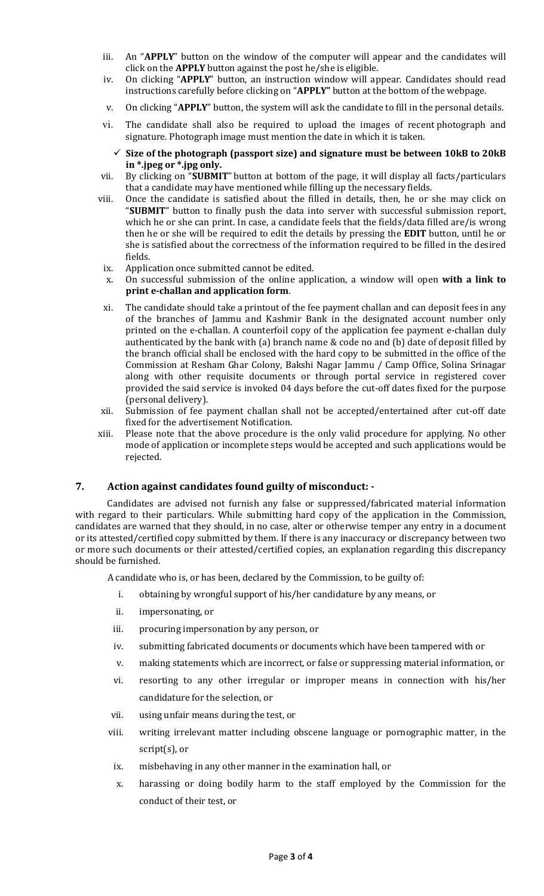iii. An "**APPLY**" button on the window of the computer will appear and the candidates will click on the **APPLY** button against the post he/she is eligible.

iv. On clicking "**APPLY**" button, an instruction window will appear. Candidates should read instructions carefully before clicking on "**APPLY"** button at the bottom of the webpage.

v. On clicking "**APPLY**" button, the system will ask the candidate to fill in the personal details.

vi. The candidate shall also be required to upload the images of recent photograph and signature. Photograph image must mention the date in which it is taken.

- ✓ **Size of the photograph (passport size) and signature must be between 10kB to 20kB in *.jpeg or *.jpg only.**

vii. By clicking on "**SUBMIT**" button at bottom of the page, it will display all facts/particulars that a candidate may have mentioned while filling up the necessary fields.

viii. Once the candidate is satisfied about the filled in details, then, he or she may click on "**SUBMIT**" button to finally push the data into server with successful submission report, which he or she can print. In case, a candidate feels that the fields/data filled are/is wrong then he or she will be required to edit the details by pressing the **EDIT** button, until he or she is satisfied about the correctness of the information required to be filled in the desired fields.

ix. Application once submitted cannot be edited.

x. On successful submission of the online application, a window will open **with a link to print e-challan and application form**.

xi. The candidate should take a printout of the fee payment challan and can deposit fees in any of the branches of Jammu and Kashmir Bank in the designated account number only printed on the e-challan. A counterfoil copy of the application fee payment e-challan duly authenticated by the bank with (a) branch name & code no and (b) date of deposit filled by the branch official shall be enclosed with the hard copy to be submitted in the office of the Commission at Resham Ghar Colony, Bakshi Nagar Jammu / Camp Office, Solina Srinagar along with other requisite documents or through portal service in registered cover provided the said service is invoked 04 days before the cut-off dates fixed for the purpose (personal delivery).

xii. Submission of fee payment challan shall not be accepted/entertained after cut-off date fixed for the advertisement Notification.

xiii. Please note that the above procedure is the only valid procedure for applying. No other mode of application or incomplete steps would be accepted and such applications would be rejected.

## 7. Action against candidates found guilty of misconduct: -

Candidates are advised not furnish any false or suppressed/fabricated material information with regard to their particulars. While submitting hard copy of the application in the Commission, candidates are warned that they should, in no case, alter or otherwise temper any entry in a document or its attested/certified copy submitted by them. If there is any inaccuracy or discrepancy between two or more such documents or their attested/certified copies, an explanation regarding this discrepancy should be furnished.

A candidate who is, or has been, declared by the Commission, to be guilty of:

i. obtaining by wrongful support of his/her candidature by any means, or

ii. impersonating, or

iii. procuring impersonation by any person, or

iv. submitting fabricated documents or documents which have been tampered with or

v. making statements which are incorrect, or false or suppressing material information, or

vi. resorting to any other irregular or improper means in connection with his/her candidature for the selection, or

vii. using unfair means during the test, or

viii. writing irrelevant matter including obscene language or pornographic matter, in the script(s), or

ix. misbehaving in any other manner in the examination hall, or

x. harassing or doing bodily harm to the staff employed by the Commission for the conduct of their test, or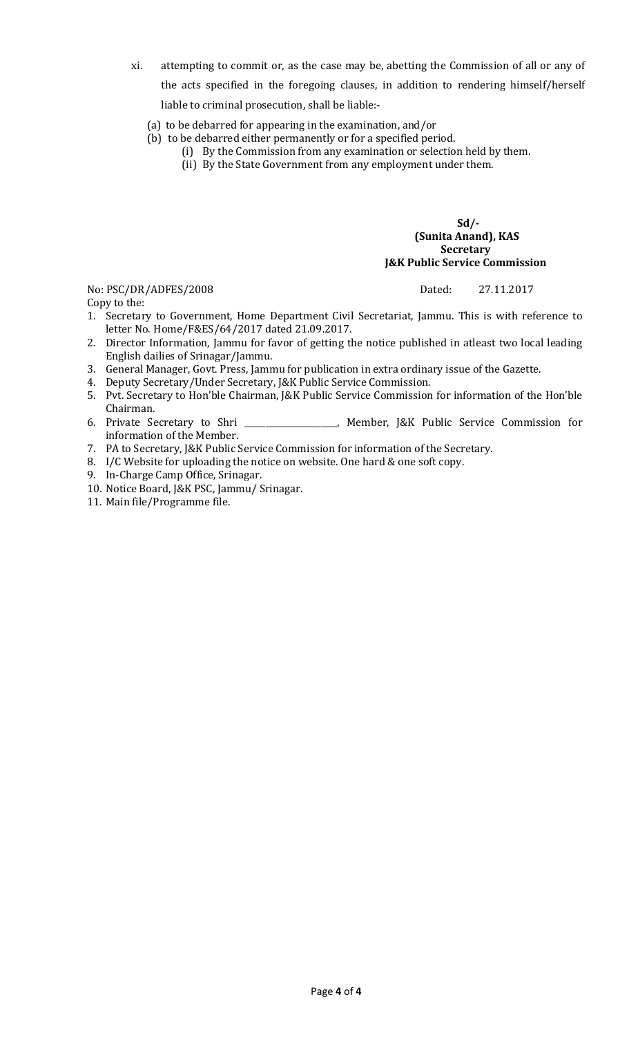xi. attempting to commit or, as the case may be, abetting the Commission of all or any of the acts specified in the foregoing clauses, in addition to rendering himself/herself liable to criminal prosecution, shall be liable:-

(a) to be debarred for appearing in the examination, and/or

(b) to be debarred either permanently or for a specified period.

(i) By the Commission from any examination or selection held by them.

(ii) By the State Government from any employment under them.

**Sd/-**
**(Sunita Anand), KAS**
**Secretary**
**J&K Public Service Commission**

No: PSC/DR/ADFES/2008 Dated: 27.11.2017

Copy to the:

1. Secretary to Government, Home Department Civil Secretariat, Jammu. This is with reference to letter No. Home/F&ES/64/2017 dated 21.09.2017.
2. Director Information, Jammu for favor of getting the notice published in atleast two local leading English dailies of Srinagar/Jammu.
3. General Manager, Govt. Press, Jammu for publication in extra ordinary issue of the Gazette.
4. Deputy Secretary/Under Secretary, J&K Public Service Commission.
5. Pvt. Secretary to Hon'ble Chairman, J&K Public Service Commission for information of the Hon'ble Chairman.
6. Private Secretary to Shri ____________________, Member, J&K Public Service Commission for information of the Member.
7. PA to Secretary, J&K Public Service Commission for information of the Secretary.
8. I/C Website for uploading the notice on website. One hard & one soft copy.
9. In-Charge Camp Office, Srinagar.
10. Notice Board, J&K PSC, Jammu/ Srinagar.
11. Main file/Programme file.